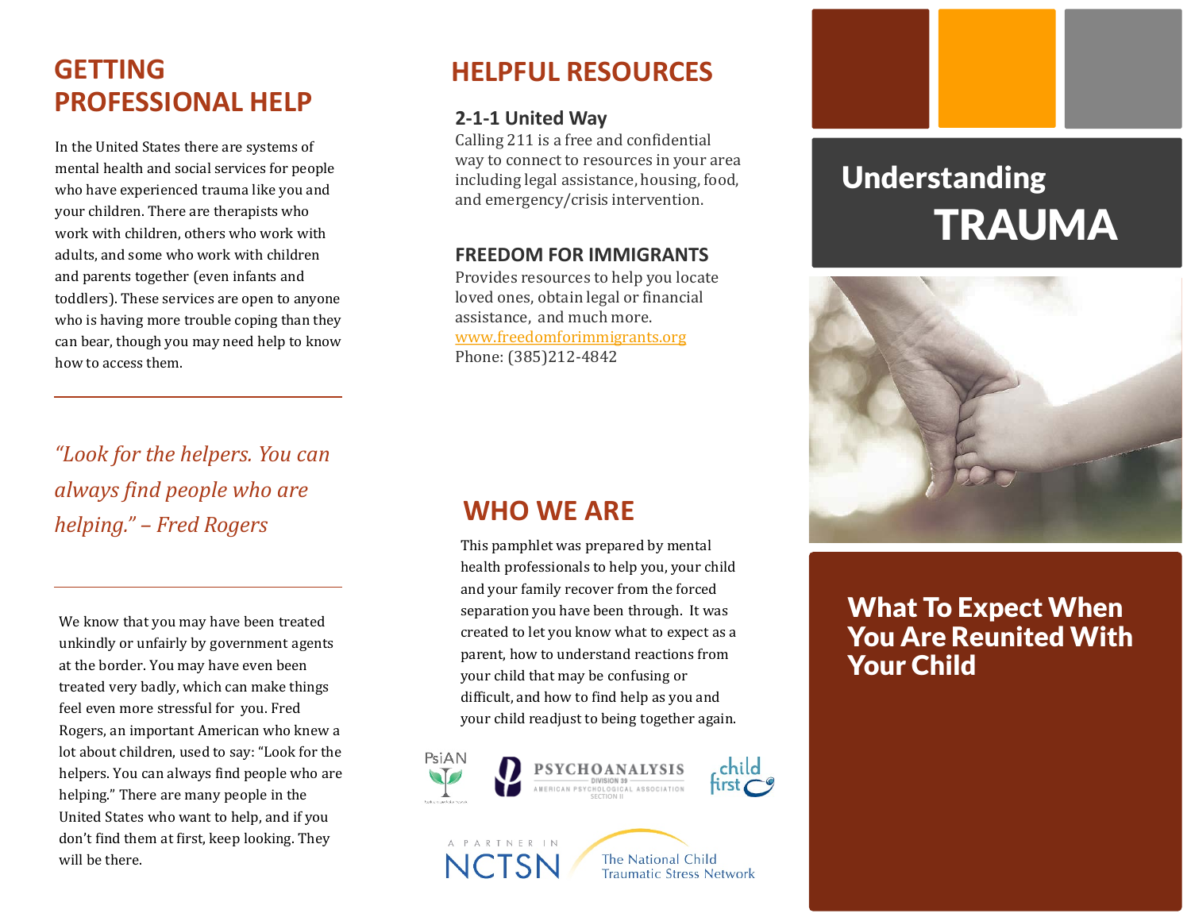## GETTING PROFESSIONAL HELP

In the United States there are systems of mental health and social services for people who have experienced trauma like you and your children. There are therapists who work with children, others who work with adults, and some who work with children and parents together (even infants and toddlers). These services are open to anyone who is having more trouble coping than they can bear, though you may need help to know how to access them.

*"Look for the helpers. You can always find people who are helping." – Fred Rogers*

We know that you may have been treated unkindly or unfairly by government agents at the border. You may have even been treated very badly, which can make things feel even more stressful for you. Fred Rogers, an important American who knew a lot about children, used to say: "Look for the helpers. You can always find people who are helping." There are many people in the United States who want to help, and if you don't find them at first, keep looking. They will be there.

## HELPFUL RESOURCES

### 2-1-1 United Way

Calling 211 is a free and confidential way to connect to resources in your area including legal assistance, housing, food, and emergency/crisis intervention.

### FREEDOM FOR IMMIGRANTS

Provides resources to help you locate loved ones, obtain legal or financial assistance, and much more.
www.freedomforimmigrants.org
Phone: (385)212-4842

## WHO WE ARE

This pamphlet was prepared by mental health professionals to help you, your child and your family recover from the forced separation you have been through. It was created to let you know what to expect as a parent, how to understand reactions from your child that may be confusing or difficult, and how to find help as you and your child readjust to being together again.

PsiAN | PSYCHOANALYSIS DIVISION 39 AMERICAN PSYCHOLOGICAL ASSOCIATION SECTION II | child first

A PARTNER IN NCTSN The National Child Traumatic Stress Network

# Understanding TRAUMA

## What To Expect When You Are Reunited With Your Child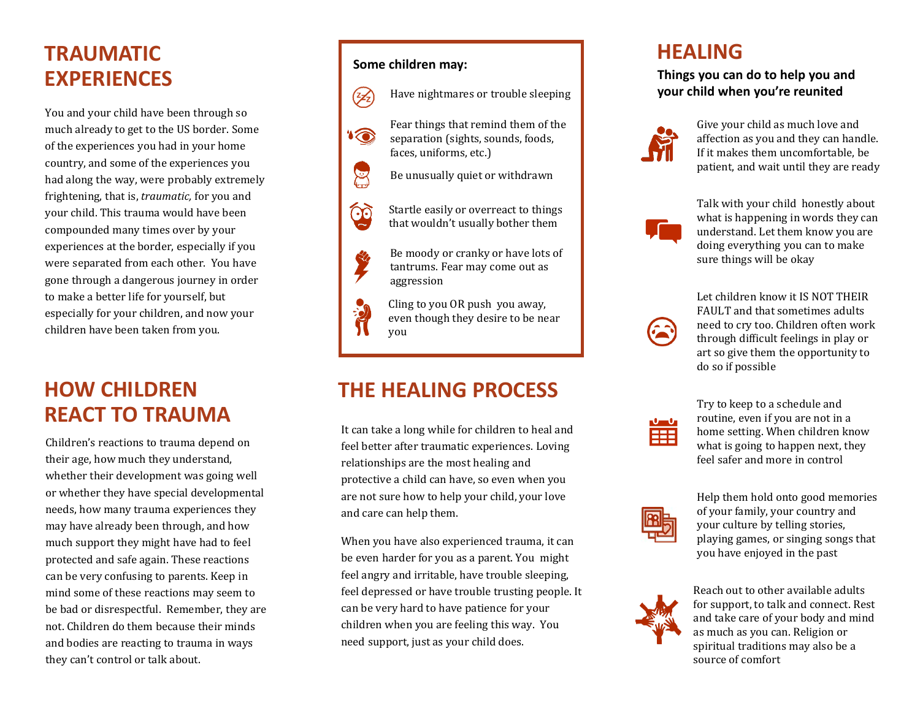## TRAUMATIC EXPERIENCES

You and your child have been through so much already to get to the US border. Some of the experiences you had in your home country, and some of the experiences you had along the way, were probably extremely frightening, that is, *traumatic,* for you and your child. This trauma would have been compounded many times over by your experiences at the border, especially if you were separated from each other. You have gone through a dangerous journey in order to make a better life for yourself, but especially for your children, and now your children have been taken from you.

## HOW CHILDREN REACT TO TRAUMA

Children's reactions to trauma depend on their age, how much they understand, whether their development was going well or whether they have special developmental needs, how many trauma experiences they may have already been through, and how much support they might have had to feel protected and safe again. These reactions can be very confusing to parents. Keep in mind some of these reactions may seem to be bad or disrespectful. Remember, they are not. Children do them because their minds and bodies are reacting to trauma in ways they can't control or talk about.

**Some children may:**

- Have nightmares or trouble sleeping
- Fear things that remind them of the separation (sights, sounds, foods, faces, uniforms, etc.)
- Be unusually quiet or withdrawn
- Startle easily or overreact to things that wouldn't usually bother them
- Be moody or cranky or have lots of tantrums. Fear may come out as aggression
- Cling to you OR push you away, even though they desire to be near you

## THE HEALING PROCESS

It can take a long while for children to heal and feel better after traumatic experiences. Loving relationships are the most healing and protective a child can have, so even when you are not sure how to help your child, your love and care can help them.

When you have also experienced trauma, it can be even harder for you as a parent. You might feel angry and irritable, have trouble sleeping, feel depressed or have trouble trusting people. It can be very hard to have patience for your children when you are feeling this way. You need support, just as your child does.

## HEALING

**Things you can do to help you and your child when you're reunited**

- Give your child as much love and affection as you and they can handle. If it makes them uncomfortable, be patient, and wait until they are ready
- Talk with your child honestly about what is happening in words they can understand. Let them know you are doing everything you can to make sure things will be okay
- Let children know it IS NOT THEIR FAULT and that sometimes adults need to cry too. Children often work through difficult feelings in play or art so give them the opportunity to do so if possible
- Try to keep to a schedule and routine, even if you are not in a home setting. When children know what is going to happen next, they feel safer and more in control
- Help them hold onto good memories of your family, your country and your culture by telling stories, playing games, or singing songs that you have enjoyed in the past
- Reach out to other available adults for support, to talk and connect. Rest and take care of your body and mind as much as you can. Religion or spiritual traditions may also be a source of comfort